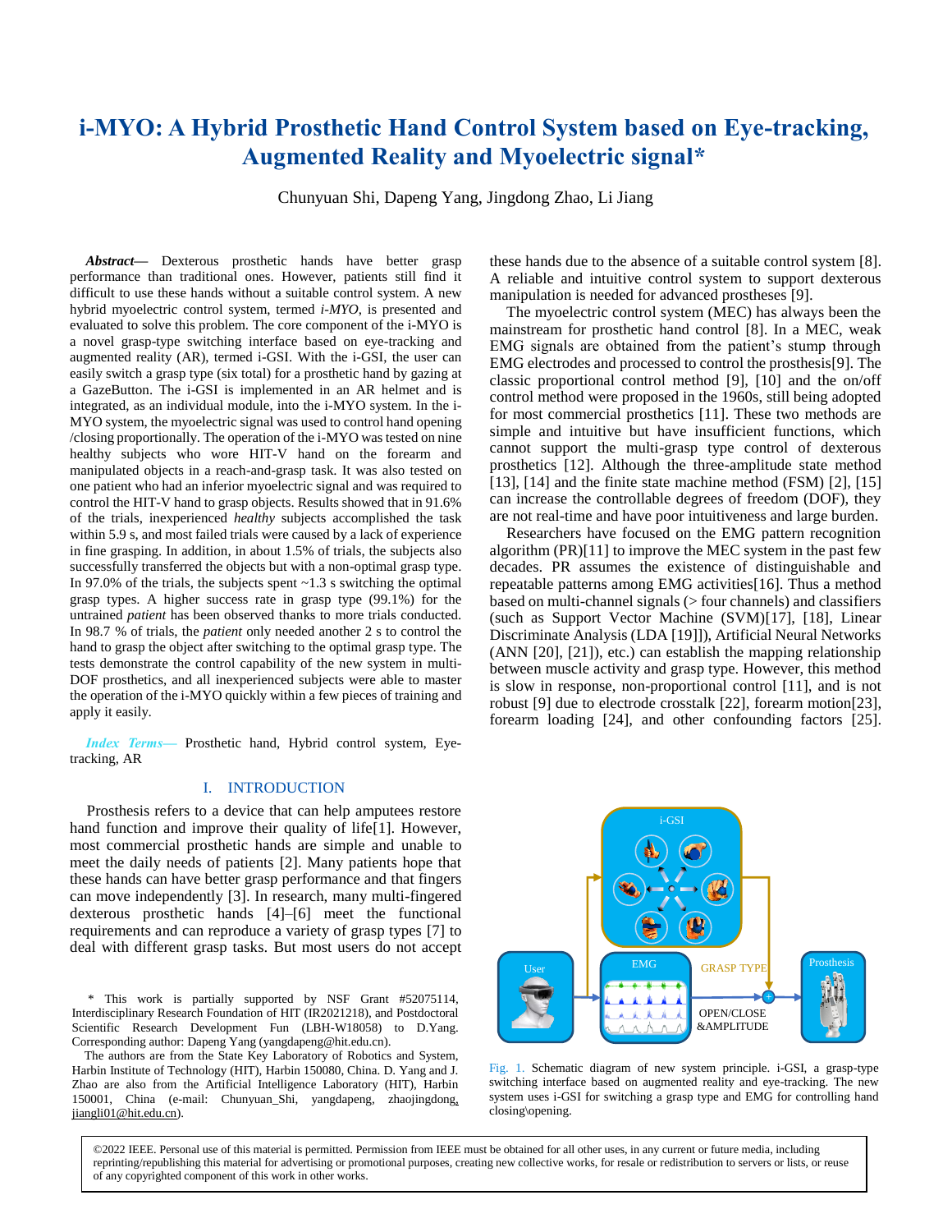# i-MYO: A Hybrid Prosthetic Hand Control System based on Eye-tracking, Augmented Reality and Myoelectric signal*

Chunyuan Shi, Dapeng Yang, Jingdong Zhao, Li Jiang

***Abstract*****—** Dexterous prosthetic hands have better grasp performance than traditional ones. However, patients still find it difficult to use these hands without a suitable control system. A new hybrid myoelectric control system, termed *i-MYO*, is presented and evaluated to solve this problem. The core component of the i-MYO is a novel grasp-type switching interface based on eye-tracking and augmented reality (AR), termed i-GSI. With the i-GSI, the user can easily switch a grasp type (six total) for a prosthetic hand by gazing at a GazeButton. The i-GSI is implemented in an AR helmet and is integrated, as an individual module, into the i-MYO system. In the i-MYO system, the myoelectric signal was used to control hand opening /closing proportionally. The operation of the i-MYO was tested on nine healthy subjects who wore HIT-V hand on the forearm and manipulated objects in a reach-and-grasp task. It was also tested on one patient who had an inferior myoelectric signal and was required to control the HIT-V hand to grasp objects. Results showed that in 91.6% of the trials, inexperienced *healthy* subjects accomplished the task within 5.9 s, and most failed trials were caused by a lack of experience in fine grasping. In addition, in about 1.5% of trials, the subjects also successfully transferred the objects but with a non-optimal grasp type. In 97.0% of the trials, the subjects spent ~1.3 s switching the optimal grasp types. A higher success rate in grasp type (99.1%) for the untrained *patient* has been observed thanks to more trials conducted. In 98.7 % of trials, the *patient* only needed another 2 s to control the hand to grasp the object after switching to the optimal grasp type. The tests demonstrate the control capability of the new system in multi-DOF prosthetics, and all inexperienced subjects were able to master the operation of the i-MYO quickly within a few pieces of training and apply it easily.

*Index Terms*— Prosthetic hand, Hybrid control system, Eye-tracking, AR

## I. INTRODUCTION

Prosthesis refers to a device that can help amputees restore hand function and improve their quality of life[1]. However, most commercial prosthetic hands are simple and unable to meet the daily needs of patients [2]. Many patients hope that these hands can have better grasp performance and that fingers can move independently [3]. In research, many multi-fingered dexterous prosthetic hands [4]–[6] meet the functional requirements and can reproduce a variety of grasp types [7] to deal with different grasp tasks. But most users do not accept these hands due to the absence of a suitable control system [8]. A reliable and intuitive control system to support dexterous manipulation is needed for advanced prostheses [9].

The myoelectric control system (MEC) has always been the mainstream for prosthetic hand control [8]. In a MEC, weak EMG signals are obtained from the patient's stump through EMG electrodes and processed to control the prosthesis[9]. The classic proportional control method [9], [10] and the on/off control method were proposed in the 1960s, still being adopted for most commercial prosthetics [11]. These two methods are simple and intuitive but have insufficient functions, which cannot support the multi-grasp type control of dexterous prosthetics [12]. Although the three-amplitude state method [13], [14] and the finite state machine method (FSM) [2], [15] can increase the controllable degrees of freedom (DOF), they are not real-time and have poor intuitiveness and large burden.

Researchers have focused on the EMG pattern recognition algorithm (PR)[11] to improve the MEC system in the past few decades. PR assumes the existence of distinguishable and repeatable patterns among EMG activities[16]. Thus a method based on multi-channel signals (> four channels) and classifiers (such as Support Vector Machine (SVM)[17], [18], Linear Discriminate Analysis (LDA [19]]), Artificial Neural Networks (ANN [20], [21]), etc.) can establish the mapping relationship between muscle activity and grasp type. However, this method is slow in response, non-proportional control [11], and is not robust [9] due to electrode crosstalk [22], forearm motion[23], forearm loading [24], and other confounding factors [25].

Fig. 1. Schematic diagram of new system principle. i-GSI, a grasp-type switching interface based on augmented reality and eye-tracking. The new system uses i-GSI for switching a grasp type and EMG for controlling hand closing\opening.

\* This work is partially supported by NSF Grant #52075114, Interdisciplinary Research Foundation of HIT (IR2021218), and Postdoctoral Scientific Research Development Fun (LBH-W18058) to D.Yang. Corresponding author: Dapeng Yang (yangdapeng@hit.edu.cn).

The authors are from the State Key Laboratory of Robotics and System, Harbin Institute of Technology (HIT), Harbin 150080, China. D. Yang and J. Zhao are also from the Artificial Intelligence Laboratory (HIT), Harbin 150001, China (e-mail: Chunyuan_Shi, yangdapeng, zhaojingdong, jiangli01@hit.edu.cn).

©2022 IEEE. Personal use of this material is permitted. Permission from IEEE must be obtained for all other uses, in any current or future media, including reprinting/republishing this material for advertising or promotional purposes, creating new collective works, for resale or redistribution to servers or lists, or reuse of any copyrighted component of this work in other works.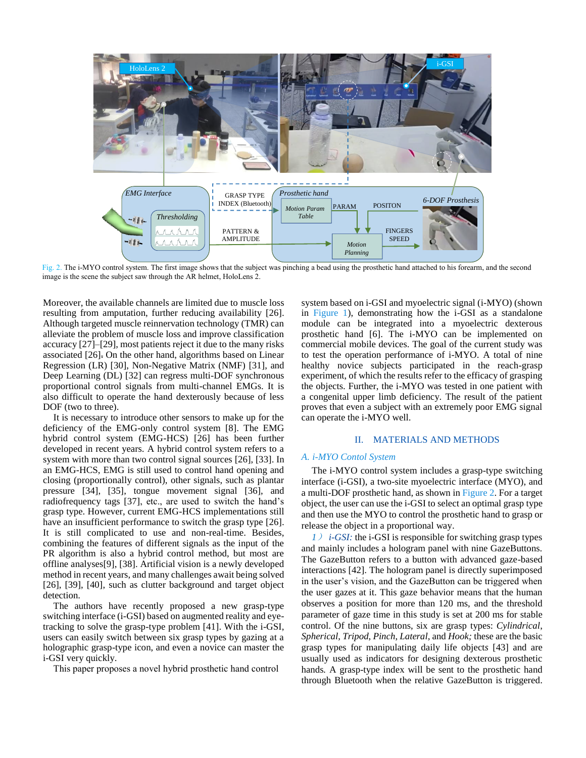Fig. 2. The i-MYO control system. The first image shows that the subject was pinching a bead using the prosthetic hand attached to his forearm, and the second image is the scene the subject saw through the AR helmet, HoloLens 2.

Moreover, the available channels are limited due to muscle loss resulting from amputation, further reducing availability [26]. Although targeted muscle reinnervation technology (TMR) can alleviate the problem of muscle loss and improve classification accuracy [27]–[29], most patients reject it due to the many risks associated [26]. On the other hand, algorithms based on Linear Regression (LR) [30], Non-Negative Matrix (NMF) [31], and Deep Learning (DL) [32] can regress multi-DOF synchronous proportional control signals from multi-channel EMGs. It is also difficult to operate the hand dexterously because of less DOF (two to three).

It is necessary to introduce other sensors to make up for the deficiency of the EMG-only control system [8]. The EMG hybrid control system (EMG-HCS) [26] has been further developed in recent years. A hybrid control system refers to a system with more than two control signal sources [26], [33]. In an EMG-HCS, EMG is still used to control hand opening and closing (proportionally control), other signals, such as plantar pressure [34], [35], tongue movement signal [36], and radiofrequency tags [37], etc., are used to switch the hand's grasp type. However, current EMG-HCS implementations still have an insufficient performance to switch the grasp type [26]. It is still complicated to use and non-real-time. Besides, combining the features of different signals as the input of the PR algorithm is also a hybrid control method, but most are offline analyses[9], [38]. Artificial vision is a newly developed method in recent years, and many challenges await being solved [26], [39], [40], such as clutter background and target object detection.

The authors have recently proposed a new grasp-type switching interface (i-GSI) based on augmented reality and eye-tracking to solve the grasp-type problem [41]. With the i-GSI, users can easily switch between six grasp types by gazing at a holographic grasp-type icon, and even a novice can master the i-GSI very quickly.

This paper proposes a novel hybrid prosthetic hand control system based on i-GSI and myoelectric signal (i-MYO) (shown in Figure 1), demonstrating how the i-GSI as a standalone module can be integrated into a myoelectric dexterous prosthetic hand [6]. The i-MYO can be implemented on commercial mobile devices. The goal of the current study was to test the operation performance of i-MYO. A total of nine healthy novice subjects participated in the reach-grasp experiment, of which the results refer to the efficacy of grasping the objects. Further, the i-MYO was tested in one patient with a congenital upper limb deficiency. The result of the patient proves that even a subject with an extremely poor EMG signal can operate the i-MYO well.

## II. MATERIALS AND METHODS

### A. i-MYO Contol System

The i-MYO control system includes a grasp-type switching interface (i-GSI), a two-site myoelectric interface (MYO), and a multi-DOF prosthetic hand, as shown in Figure 2. For a target object, the user can use the i-GSI to select an optimal grasp type and then use the MYO to control the prosthetic hand to grasp or release the object in a proportional way.

*1）i-GSI:* the i-GSI is responsible for switching grasp types and mainly includes a hologram panel with nine GazeButtons. The GazeButton refers to a button with advanced gaze-based interactions [42]. The hologram panel is directly superimposed in the user's vision, and the GazeButton can be triggered when the user gazes at it. This gaze behavior means that the human observes a position for more than 120 ms, and the threshold parameter of gaze time in this study is set at 200 ms for stable control. Of the nine buttons, six are grasp types: *Cylindrical*, *Spherical*, *Tripod*, *Pinch*, *Lateral*, and *Hook;* these are the basic grasp types for manipulating daily life objects [43] and are usually used as indicators for designing dexterous prosthetic hands. A grasp-type index will be sent to the prosthetic hand through Bluetooth when the relative GazeButton is triggered.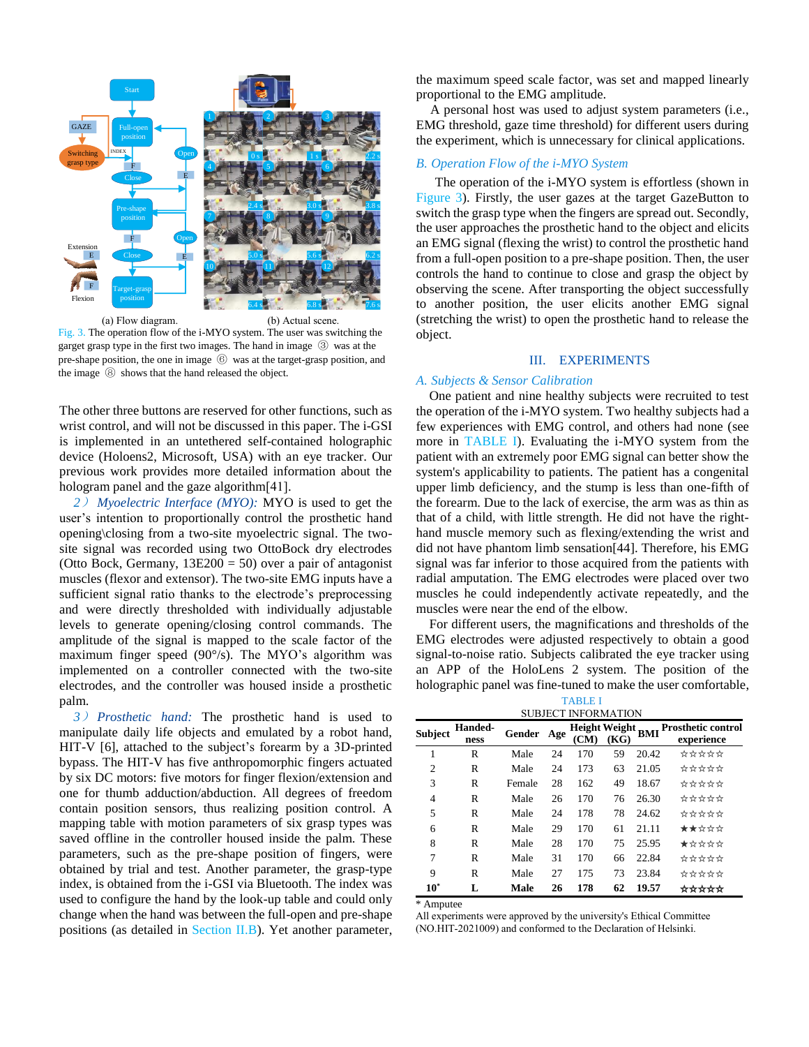(a) Flow diagram. (b) Actual scene.

Fig. 3. The operation flow of the i-MYO system. The user was switching the garget grasp type in the first two images. The hand in image ③ was at the pre-shape position, the one in image ⑥ was at the target-grasp position, and the image ⑧ shows that the hand released the object.

The other three buttons are reserved for other functions, such as wrist control, and will not be discussed in this paper. The i-GSI is implemented in an untethered self-contained holographic device (Holoens2, Microsoft, USA) with an eye tracker. Our previous work provides more detailed information about the hologram panel and the gaze algorithm[41].

*2） Myoelectric Interface (MYO):* MYO is used to get the user's intention to proportionally control the prosthetic hand opening\closing from a two-site myoelectric signal. The two-site signal was recorded using two OttoBock dry electrodes (Otto Bock, Germany, 13E200 = 50) over a pair of antagonist muscles (flexor and extensor). The two-site EMG inputs have a sufficient signal ratio thanks to the electrode's preprocessing and were directly thresholded with individually adjustable levels to generate opening/closing control commands. The amplitude of the signal is mapped to the scale factor of the maximum finger speed (90°/s). The MYO's algorithm was implemented on a controller connected with the two-site electrodes, and the controller was housed inside a prosthetic palm.

*3） Prosthetic hand:* The prosthetic hand is used to manipulate daily life objects and emulated by a robot hand, HIT-V [6], attached to the subject's forearm by a 3D-printed bypass. The HIT-V has five anthropomorphic fingers actuated by six DC motors: five motors for finger flexion/extension and one for thumb adduction/abduction. All degrees of freedom contain position sensors, thus realizing position control. A mapping table with motion parameters of six grasp types was saved offline in the controller housed inside the palm. These parameters, such as the pre-shape position of fingers, were obtained by trial and test. Another parameter, the grasp-type index, is obtained from the i-GSI via Bluetooth. The index was used to configure the hand by the look-up table and could only change when the hand was between the full-open and pre-shape positions (as detailed in Section II.B). Yet another parameter, the maximum speed scale factor, was set and mapped linearly proportional to the EMG amplitude.

A personal host was used to adjust system parameters (i.e., EMG threshold, gaze time threshold) for different users during the experiment, which is unnecessary for clinical applications.

### B. Operation Flow of the i-MYO System

The operation of the i-MYO system is effortless (shown in Figure 3). Firstly, the user gazes at the target GazeButton to switch the grasp type when the fingers are spread out. Secondly, the user approaches the prosthetic hand to the object and elicits an EMG signal (flexing the wrist) to control the prosthetic hand from a full-open position to a pre-shape position. Then, the user controls the hand to continue to close and grasp the object by observing the scene. After transporting the object successfully to another position, the user elicits another EMG signal (stretching the wrist) to open the prosthetic hand to release the object.

## III. Experiments

### A. Subjects & Sensor Calibration

One patient and nine healthy subjects were recruited to test the operation of the i-MYO system. Two healthy subjects had a few experiences with EMG control, and others had none (see more in TABLE I). Evaluating the i-MYO system from the patient with an extremely poor EMG signal can better show the system's applicability to patients. The patient has a congenital upper limb deficiency, and the stump is less than one-fifth of the forearm. Due to the lack of exercise, the arm was as thin as that of a child, with little strength. He did not have the right-hand muscle memory such as flexing/extending the wrist and did not have phantom limb sensation[44]. Therefore, his EMG signal was far inferior to those acquired from the patients with radial amputation. The EMG electrodes were placed over two muscles he could independently activate repeatedly, and the muscles were near the end of the elbow.

For different users, the magnifications and thresholds of the EMG electrodes were adjusted respectively to obtain a good signal-to-noise ratio. Subjects calibrated the eye tracker using an APP of the HoloLens 2 system. The position of the holographic panel was fine-tuned to make the user comfortable,

TABLE I

SUBJECT INFORMATION

| Subject | Handed-ness | Gender | Age | Height (CM) | Weight (KG) | BMI | Prosthetic control experience |
|---|---|---|---|---|---|---|---|
| 1 | R | Male | 24 | 170 | 59 | 20.42 | ☆☆☆☆☆ |
| 2 | R | Male | 24 | 173 | 63 | 21.05 | ☆☆☆☆☆ |
| 3 | R | Female | 28 | 162 | 49 | 18.67 | ☆☆☆☆☆ |
| 4 | R | Male | 26 | 170 | 76 | 26.30 | ☆☆☆☆☆ |
| 5 | R | Male | 24 | 178 | 78 | 24.62 | ☆☆☆☆☆ |
| 6 | R | Male | 29 | 170 | 61 | 21.11 | ★★☆☆☆ |
| 8 | R | Male | 28 | 170 | 75 | 25.95 | ★☆☆☆☆ |
| 7 | R | Male | 31 | 170 | 66 | 22.84 | ☆☆☆☆☆ |
| 9 | R | Male | 27 | 175 | 73 | 23.84 | ☆☆☆☆☆ |
| **10*** | **L** | **Male** | **26** | **178** | **62** | **19.57** | **☆☆☆☆☆** |

\* Amputee

All experiments were approved by the university's Ethical Committee (NO.HIT-2021009) and conformed to the Declaration of Helsinki.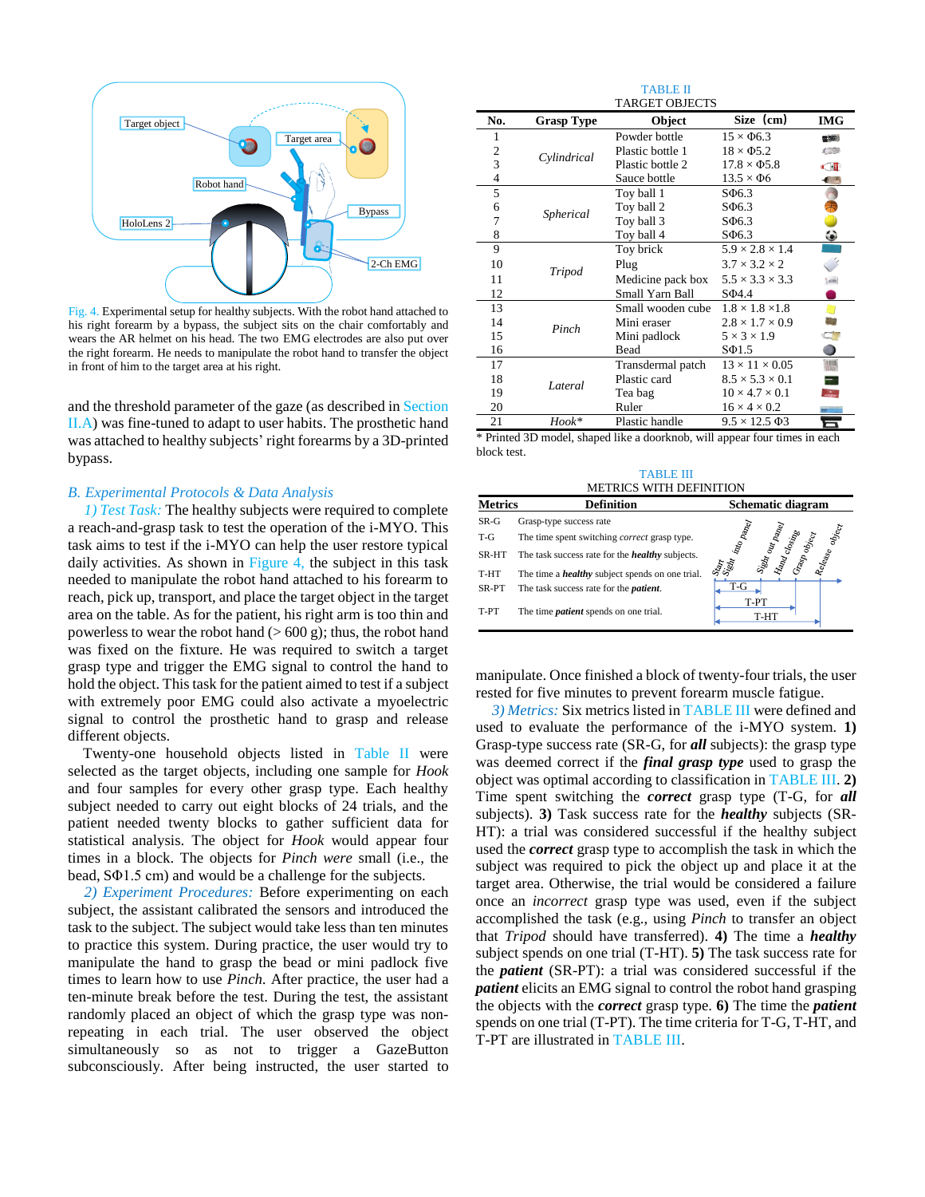Fig. 4. Experimental setup for healthy subjects. With the robot hand attached to his right forearm by a bypass, the subject sits on the chair comfortably and wears the AR helmet on his head. The two EMG electrodes are also put over the right forearm. He needs to manipulate the robot hand to transfer the object in front of him to the target area at his right.

and the threshold parameter of the gaze (as described in Section II.A) was fine-tuned to adapt to user habits. The prosthetic hand was attached to healthy subjects' right forearms by a 3D-printed bypass.

### *B. Experimental Protocols & Data Analysis*

*1) Test Task:* The healthy subjects were required to complete a reach-and-grasp task to test the operation of the i-MYO. This task aims to test if the i-MYO can help the user restore typical daily activities. As shown in Figure 4, the subject in this task needed to manipulate the robot hand attached to his forearm to reach, pick up, transport, and place the target object in the target area on the table. As for the patient, his right arm is too thin and powerless to wear the robot hand (> 600 g); thus, the robot hand was fixed on the fixture. He was required to switch a target grasp type and trigger the EMG signal to control the hand to hold the object. This task for the patient aimed to test if a subject with extremely poor EMG could also activate a myoelectric signal to control the prosthetic hand to grasp and release different objects.

Twenty-one household objects listed in Table II were selected as the target objects, including one sample for *Hook* and four samples for every other grasp type. Each healthy subject needed to complete eight blocks of 24 trials, and the patient needed twenty blocks to gather sufficient data for statistical analysis. The object for *Hook* would appear four times in a block. The objects for *Pinch were* small (i.e., the bead, SΦ1.5 cm) and would be a challenge for the subjects.

*2) Experiment Procedures:* Before experimenting on each subject, the assistant calibrated the sensors and introduced the task to the subject. The subject would take less than ten minutes to practice this system. During practice, the user would try to manipulate the hand to grasp the bead or mini padlock five times to learn how to use *Pinch.* After practice, the user had a ten-minute break before the test. During the test, the assistant randomly placed an object of which the grasp type was non-repeating in each trial. The user observed the object simultaneously so as not to trigger a GazeButton subconsciously. After being instructed, the user started to manipulate. Once finished a block of twenty-four trials, the user rested for five minutes to prevent forearm muscle fatigue.

TABLE II
TARGET OBJECTS

| No. | Grasp Type | Object | Size (cm) | IMG |
|---|---|---|---|---|
| 1 | *Cylindrical* | Powder bottle | 15 × Φ6.3 | |
| 2 | | Plastic bottle 1 | 18 × Φ5.2 | |
| 3 | | Plastic bottle 2 | 17.8 × Φ5.8 | |
| 4 | | Sauce bottle | 13.5 × Φ6 | |
| 5 | *Spherical* | Toy ball 1 | SΦ6.3 | |
| 6 | | Toy ball 2 | SΦ6.3 | |
| 7 | | Toy ball 3 | SΦ6.3 | |
| 8 | | Toy ball 4 | SΦ6.3 | |
| 9 | *Tripod* | Toy brick | 5.9 × 2.8 × 1.4 | |
| 10 | | Plug | 3.7 × 3.2 × 2 | |
| 11 | | Medicine pack box | 5.5 × 3.3 × 3.3 | |
| 12 | | Small Yarn Ball | SΦ4.4 | |
| 13 | *Pinch* | Small wooden cube | 1.8 × 1.8 ×1.8 | |
| 14 | | Mini eraser | 2.8 × 1.7 × 0.9 | |
| 15 | | Mini padlock | 5 × 3 × 1.9 | |
| 16 | | Bead | SΦ1.5 | |
| 17 | *Lateral* | Transdermal patch | 13 × 11 × 0.05 | |
| 18 | | Plastic card | 8.5 × 5.3 × 0.1 | |
| 19 | | Tea bag | 10 × 4.7 × 0.1 | |
| 20 | | Ruler | 16 × 4 × 0.2 | |
| 21 | *Hook\** | Plastic handle | 9.5 × 12.5 Φ3 | |

\* Printed 3D model, shaped like a doorknob, will appear four times in each block test.

TABLE III
METRICS WITH DEFINITION

| Metrics | Definition |
|---|---|
| SR-G | Grasp-type success rate |
| T-G | The time spent switching *correct* grasp type. |
| SR-HT | The task success rate for the ***healthy*** subjects. |
| T-HT | The time a ***healthy*** subject spends on one trial. |
| SR-PT | The task success rate for the ***patient***. |
| T-PT | The time ***patient*** spends on one trial. |

Schematic diagram: Start → Sight into panel → Sight out panel → Hand closing → Grasp object → Release object; T-G, T-PT, T-HT.

*3) Metrics:* Six metrics listed in TABLE III were defined and used to evaluate the performance of the i-MYO system. **1)** Grasp-type success rate (SR-G, for ***all*** subjects): the grasp type was deemed correct if the ***final grasp type*** used to grasp the object was optimal according to classification in TABLE III. **2)** Time spent switching the ***correct*** grasp type (T-G, for ***all*** subjects). **3)** Task success rate for the ***healthy*** subjects (SR-HT): a trial was considered successful if the healthy subject used the ***correct*** grasp type to accomplish the task in which the subject was required to pick the object up and place it at the target area. Otherwise, the trial would be considered a failure once an *incorrect* grasp type was used, even if the subject accomplished the task (e.g., using *Pinch* to transfer an object that *Tripod* should have transferred). **4)** The time a ***healthy*** subject spends on one trial (T-HT). **5)** The task success rate for the ***patient*** (SR-PT): a trial was considered successful if the ***patient*** elicits an EMG signal to control the robot hand grasping the objects with the ***correct*** grasp type. **6)** The time the ***patient*** spends on one trial (T-PT). The time criteria for T-G, T-HT, and T-PT are illustrated in TABLE III.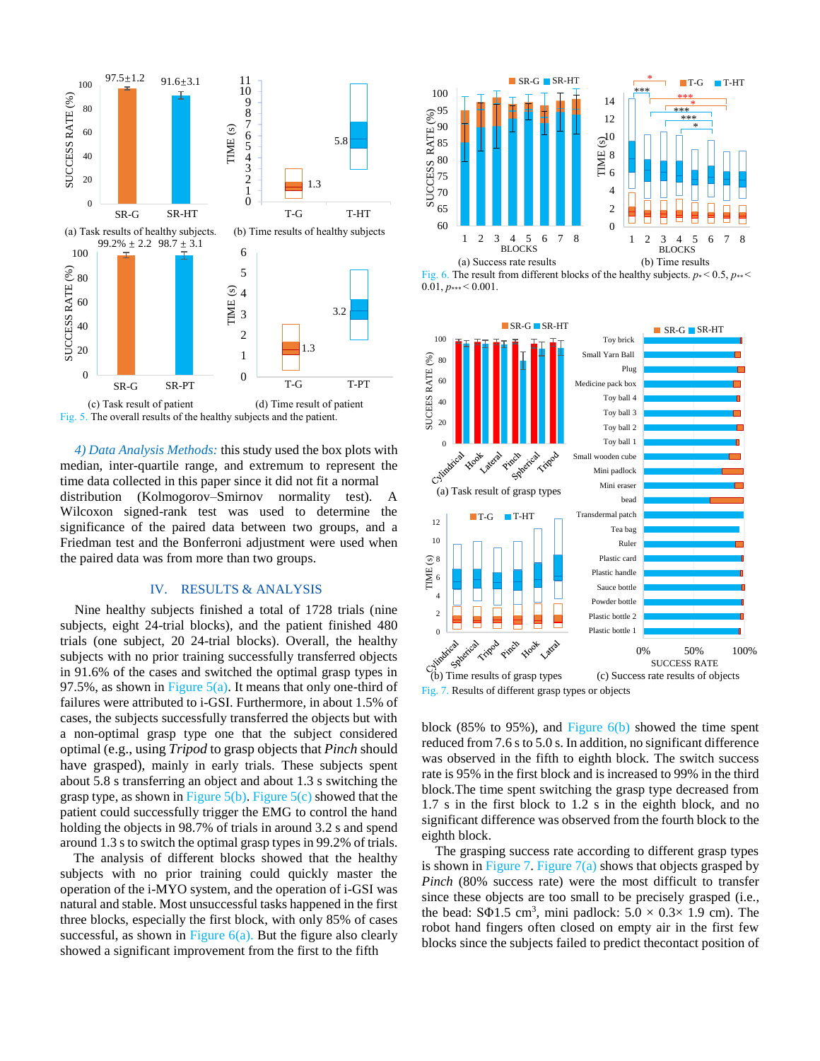(a) Task results of healthy subjects. (b) Time results of healthy subjects

(c) Task result of patient (d) Time result of patient

Fig. 5. The overall results of the healthy subjects and the patient.

*4) Data Analysis Methods:* this study used the box plots with median, inter-quartile range, and extremum to represent the time data collected in this paper since it did not fit a normal distribution (Kolmogorov–Smirnov normality test). A Wilcoxon signed-rank test was used to determine the significance of the paired data between two groups, and a Friedman test and the Bonferroni adjustment were used when the paired data was from more than two groups.

## IV. RESULTS & ANALYSIS

Nine healthy subjects finished a total of 1728 trials (nine subjects, eight 24-trial blocks), and the patient finished 480 trials (one subject, 20 24-trial blocks). Overall, the healthy subjects with no prior training successfully transferred objects in 91.6% of the cases and switched the optimal grasp types in 97.5%, as shown in Figure 5(a). It means that only one-third of failures were attributed to i-GSI. Furthermore, in about 1.5% of cases, the subjects successfully transferred the objects but with a non-optimal grasp type one that the subject considered optimal (e.g., using *Tripod* to grasp objects that *Pinch* should have grasped), mainly in early trials. These subjects spent about 5.8 s transferring an object and about 1.3 s switching the grasp type, as shown in Figure 5(b). Figure 5(c) showed that the patient could successfully trigger the EMG to control the hand holding the objects in 98.7% of trials in around 3.2 s and spend around 1.3 s to switch the optimal grasp types in 99.2% of trials.

The analysis of different blocks showed that the healthy subjects with no prior training could quickly master the operation of the i-MYO system, and the operation of i-GSI was natural and stable. Most unsuccessful tasks happened in the first three blocks, especially the first block, with only 85% of cases successful, as shown in Figure 6(a). But the figure also clearly showed a significant improvement from the first to the fifth block (85% to 95%), and Figure 6(b) showed the time spent reduced from 7.6 s to 5.0 s. In addition, no significant difference was observed from the fifth to eighth block. The switch success rate is 95% in the first block and is increased to 99% in the third block.The time spent switching the grasp type decreased from 1.7 s in the first block to 1.2 s in the eighth block, and no significant difference was observed from the fourth block to the eighth block.

(a) Success rate results (b) Time results

Fig. 6. The result from different blocks of the healthy subjects. $p_{*} < 0.5$, $p_{**} < 0.01$, $p_{***} < 0.001$.

(a) Task result of grasp types

(b) Time results of grasp types (c) Success rate results of objects

Fig. 7. Results of different grasp types or objects

The grasping success rate according to different grasp types is shown in Figure 7. Figure 7(a) shows that objects grasped by *Pinch* (80% success rate) were the most difficult to transfer since these objects are too small to be precisely grasped (i.e., the bead: SΦ1.5 cm$^3$, mini padlock: 5.0 × 0.3× 1.9 cm). The robot hand fingers often closed on empty air in the first few blocks since the subjects failed to predict thecontact position of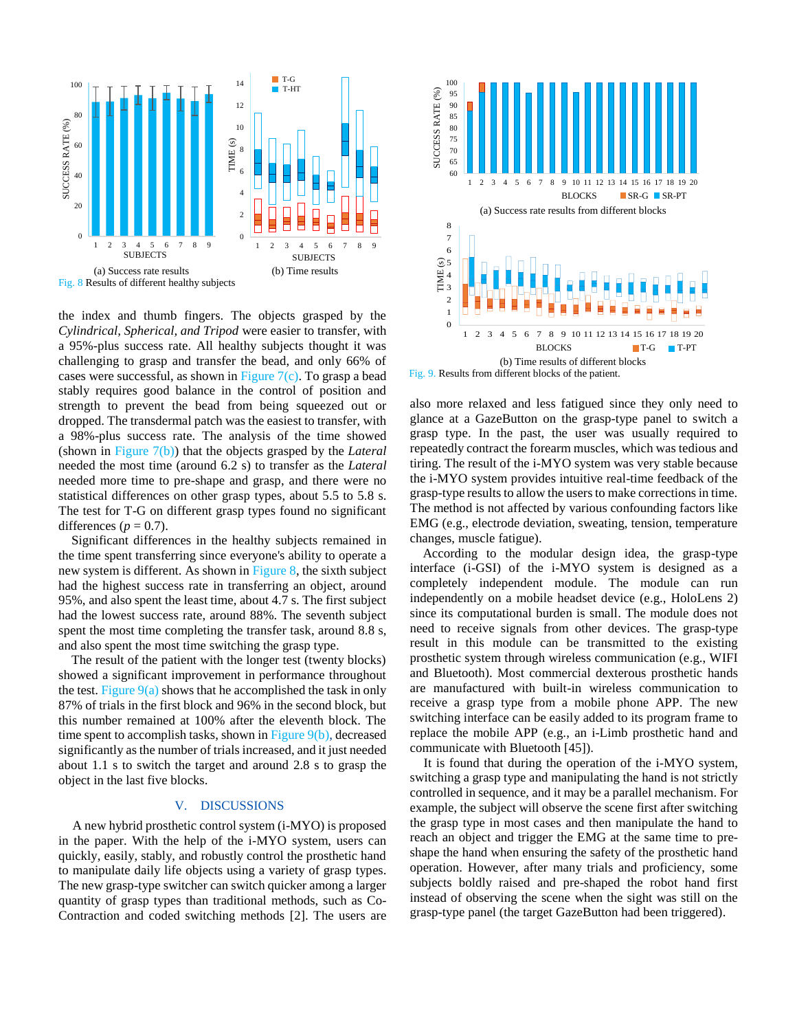(a) Success rate results

(b) Time results

Fig. 8 Results of different healthy subjects

(a) Success rate results from different blocks

(b) Time results of different blocks

Fig. 9. Results from different blocks of the patient.

the index and thumb fingers. The objects grasped by the *Cylindrical, Spherical, and Tripod* were easier to transfer, with a 95%-plus success rate. All healthy subjects thought it was challenging to grasp and transfer the bead, and only 66% of cases were successful, as shown in Figure 7(c). To grasp a bead stably requires good balance in the control of position and strength to prevent the bead from being squeezed out or dropped. The transdermal patch was the easiest to transfer, with a 98%-plus success rate. The analysis of the time showed (shown in Figure 7(b)) that the objects grasped by the *Lateral* needed the most time (around 6.2 s) to transfer as the *Lateral* needed more time to pre-shape and grasp, and there were no statistical differences on other grasp types, about 5.5 to 5.8 s. The test for T-G on different grasp types found no significant differences ($p = 0.7$).

Significant differences in the healthy subjects remained in the time spent transferring since everyone's ability to operate a new system is different. As shown in Figure 8, the sixth subject had the highest success rate in transferring an object, around 95%, and also spent the least time, about 4.7 s. The first subject had the lowest success rate, around 88%. The seventh subject spent the most time completing the transfer task, around 8.8 s, and also spent the most time switching the grasp type.

The result of the patient with the longer test (twenty blocks) showed a significant improvement in performance throughout the test. Figure 9(a) shows that he accomplished the task in only 87% of trials in the first block and 96% in the second block, but this number remained at 100% after the eleventh block. The time spent to accomplish tasks, shown in Figure 9(b), decreased significantly as the number of trials increased, and it just needed about 1.1 s to switch the target and around 2.8 s to grasp the object in the last five blocks.

## V. DISCUSSIONS

A new hybrid prosthetic control system (i-MYO) is proposed in the paper. With the help of the i-MYO system, users can quickly, easily, stably, and robustly control the prosthetic hand to manipulate daily life objects using a variety of grasp types. The new grasp-type switcher can switch quicker among a larger quantity of grasp types than traditional methods, such as Co-Contraction and coded switching methods [2]. The users are also more relaxed and less fatigued since they only need to glance at a GazeButton on the grasp-type panel to switch a grasp type. In the past, the user was usually required to repeatedly contract the forearm muscles, which was tedious and tiring. The result of the i-MYO system was very stable because the i-MYO system provides intuitive real-time feedback of the grasp-type results to allow the users to make corrections in time. The method is not affected by various confounding factors like EMG (e.g., electrode deviation, sweating, tension, temperature changes, muscle fatigue).

According to the modular design idea, the grasp-type interface (i-GSI) of the i-MYO system is designed as a completely independent module. The module can run independently on a mobile headset device (e.g., HoloLens 2) since its computational burden is small. The module does not need to receive signals from other devices. The grasp-type result in this module can be transmitted to the existing prosthetic system through wireless communication (e.g., WIFI and Bluetooth). Most commercial dexterous prosthetic hands are manufactured with built-in wireless communication to receive a grasp type from a mobile phone APP. The new switching interface can be easily added to its program frame to replace the mobile APP (e.g., an i-Limb prosthetic hand and communicate with Bluetooth [45]).

It is found that during the operation of the i-MYO system, switching a grasp type and manipulating the hand is not strictly controlled in sequence, and it may be a parallel mechanism. For example, the subject will observe the scene first after switching the grasp type in most cases and then manipulate the hand to reach an object and trigger the EMG at the same time to pre-shape the hand when ensuring the safety of the prosthetic hand operation. However, after many trials and proficiency, some subjects boldly raised and pre-shaped the robot hand first instead of observing the scene when the sight was still on the grasp-type panel (the target GazeButton had been triggered).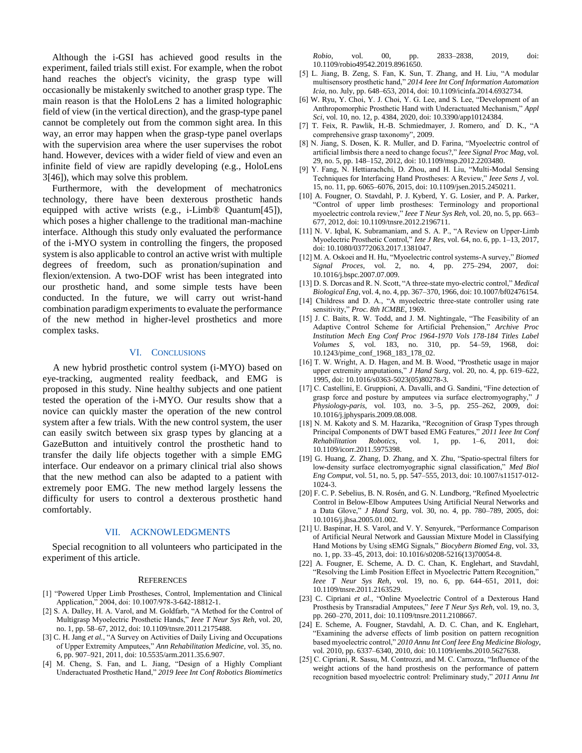Although the i-GSI has achieved good results in the experiment, failed trials still exist. For example, when the robot hand reaches the object's vicinity, the grasp type will occasionally be mistakenly switched to another grasp type. The main reason is that the HoloLens 2 has a limited holographic field of view (in the vertical direction), and the grasp-type panel cannot be completely out from the common sight area. In this way, an error may happen when the grasp-type panel overlaps with the supervision area where the user supervises the robot hand. However, devices with a wider field of view and even an infinite field of view are rapidly developing (e.g., HoloLens 3[46]), which may solve this problem.

Furthermore, with the development of mechatronics technology, there have been dexterous prosthetic hands equipped with active wrists (e.g., i-Limb® Quantum[45]), which poses a higher challenge to the traditional man-machine interface. Although this study only evaluated the performance of the i-MYO system in controlling the fingers, the proposed system is also applicable to control an active wrist with multiple degrees of freedom, such as pronation/supination and flexion/extension. A two-DOF wrist has been integrated into our prosthetic hand, and some simple tests have been conducted. In the future, we will carry out wrist-hand combination paradigm experiments to evaluate the performance of the new method in higher-level prosthetics and more complex tasks.

## VI. Conclusions

A new hybrid prosthetic control system (i-MYO) based on eye-tracking, augmented reality feedback, and EMG is proposed in this study. Nine healthy subjects and one patient tested the operation of the i-MYO. Our results show that a novice can quickly master the operation of the new control system after a few trials. With the new control system, the user can easily switch between six grasp types by glancing at a GazeButton and intuitively control the prosthetic hand to transfer the daily life objects together with a simple EMG interface. Our endeavor on a primary clinical trial also shows that the new method can also be adapted to a patient with extremely poor EMG. The new method largely lessens the difficulty for users to control a dexterous prosthetic hand comfortably.

## VII. Acknowledgments

Special recognition to all volunteers who participated in the experiment of this article.

## References

[1] "Powered Upper Limb Prostheses, Control, Implementation and Clinical Application," 2004, doi: 10.1007/978-3-642-18812-1.

[2] S. A. Dalley, H. A. Varol, and M. Goldfarb, "A Method for the Control of Multigrasp Myoelectric Prosthetic Hands," *Ieee T Neur Sys Reh*, vol. 20, no. 1, pp. 58–67, 2012, doi: 10.1109/tnsre.2011.2175488.

[3] C. H. Jang *et al.*, "A Survey on Activities of Daily Living and Occupations of Upper Extremity Amputees," *Ann Rehabilitation Medicine*, vol. 35, no. 6, pp. 907–921, 2011, doi: 10.5535/arm.2011.35.6.907.

[4] M. Cheng, S. Fan, and L. Jiang, "Design of a Highly Compliant Underactuated Prosthetic Hand," *2019 Ieee Int Conf Robotics Biomimetics Robio*, vol. 00, pp. 2833–2838, 2019, doi: 10.1109/robio49542.2019.8961650.

[5] L. Jiang, B. Zeng, S. Fan, K. Sun, T. Zhang, and H. Liu, "A modular multisensory prosthetic hand," *2014 Ieee Int Conf Information Automation Icia*, no. July, pp. 648–653, 2014, doi: 10.1109/icinfa.2014.6932734.

[6] W. Ryu, Y. Choi, Y. J. Choi, Y. G. Lee, and S. Lee, "Development of an Anthropomorphic Prosthetic Hand with Underactuated Mechanism," *Appl Sci*, vol. 10, no. 12, p. 4384, 2020, doi: 10.3390/app10124384.

[7] T. Feix, R. Pawlik, H.-B. Schmiedmayer, J. Romero, and D. K., "A comprehensive grasp taxonomy", 2009.

[8] N. Jiang, S. Dosen, K. R. Muller, and D. Farina, "Myoelectric control of artificial limbsis there a need to change focus?," *Ieee Signal Proc Mag*, vol. 29, no. 5, pp. 148–152, 2012, doi: 10.1109/msp.2012.2203480.

[9] Y. Fang, N. Hettiarachchi, D. Zhou, and H. Liu, "Multi-Modal Sensing Techniques for Interfacing Hand Prostheses: A Review," *Ieee Sens J*, vol. 15, no. 11, pp. 6065–6076, 2015, doi: 10.1109/jsen.2015.2450211.

[10] A. Fougner, O. Stavdahl, P. J. Kyberd, Y. G. Losier, and P. A. Parker, "Control of upper limb prostheses: Terminology and proportional myoelectric controla review," *Ieee T Neur Sys Reh*, vol. 20, no. 5, pp. 663–677, 2012, doi: 10.1109/tnsre.2012.2196711.

[11] N. V. Iqbal, K. Subramaniam, and S. A. P., "A Review on Upper-Limb Myoelectric Prosthetic Control," *Iete J Res*, vol. 64, no. 6, pp. 1–13, 2017, doi: 10.1080/03772063.2017.1381047.

[12] M. A. Oskoei and H. Hu, "Myoelectric control systems-A survey," *Biomed Signal Proces*, vol. 2, no. 4, pp. 275–294, 2007, doi: 10.1016/j.bspc.2007.07.009.

[13] D. S. Dorcas and R. N. Scott, "A three-state myo-electric control," *Medical Biological Eng*, vol. 4, no. 4, pp. 367–370, 1966, doi: 10.1007/bf02476154.

[14] Childress and D. A., "A myoelectric three-state controller using rate sensitivity," *Proc. 8th ICMBE*, 1969.

[15] J. C. Baits, R. W. Todd, and J. M. Nightingale, "The Feasibility of an Adaptive Control Scheme for Artificial Prehension," *Archive Proc Institution Mech Eng Conf Proc 1964-1970 Vols 178-184 Titles Label Volumes S*, vol. 183, no. 310, pp. 54–59, 1968, doi: 10.1243/pime_conf_1968_183_178_02.

[16] T. W. Wright, A. D. Hagen, and M. B. Wood, "Prosthetic usage in major upper extremity amputations," *J Hand Surg*, vol. 20, no. 4, pp. 619–622, 1995, doi: 10.1016/s0363-5023(05)80278-3.

[17] C. Castellini, E. Gruppioni, A. Davalli, and G. Sandini, "Fine detection of grasp force and posture by amputees via surface electromyography," *J Physiology-paris*, vol. 103, no. 3–5, pp. 255–262, 2009, doi: 10.1016/j.jphysparis.2009.08.008.

[18] N. M. Kakoty and S. M. Hazarika, "Recognition of Grasp Types through Principal Components of DWT based EMG Features," *2011 Ieee Int Conf Rehabilitation Robotics*, vol. 1, pp. 1–6, 2011, doi: 10.1109/icorr.2011.5975398.

[19] G. Huang, Z. Zhang, D. Zhang, and X. Zhu, "Spatio-spectral filters for low-density surface electromyographic signal classification," *Med Biol Eng Comput*, vol. 51, no. 5, pp. 547–555, 2013, doi: 10.1007/s11517-012-1024-3.

[20] F. C. P. Sebelius, B. N. Rosén, and G. N. Lundborg, "Refined Myoelectric Control in Below-Elbow Amputees Using Artificial Neural Networks and a Data Glove," *J Hand Surg*, vol. 30, no. 4, pp. 780–789, 2005, doi: 10.1016/j.jhsa.2005.01.002.

[21] U. Baspinar, H. S. Varol, and V. Y. Senyurek, "Performance Comparison of Artificial Neural Network and Gaussian Mixture Model in Classifying Hand Motions by Using sEMG Signals," *Biocybern Biomed Eng*, vol. 33, no. 1, pp. 33–45, 2013, doi: 10.1016/s0208-5216(13)70054-8.

[22] A. Fougner, E. Scheme, A. D. C. Chan, K. Englehart, and Stavdahl, "Resolving the Limb Position Effect in Myoelectric Pattern Recognition," *Ieee T Neur Sys Reh*, vol. 19, no. 6, pp. 644–651, 2011, doi: 10.1109/tnsre.2011.2163529.

[23] C. Cipriani *et al.*, "Online Myoelectric Control of a Dexterous Hand Prosthesis by Transradial Amputees," *Ieee T Neur Sys Reh*, vol. 19, no. 3, pp. 260–270, 2011, doi: 10.1109/tnsre.2011.2108667.

[24] E. Scheme, A. Fougner, Stavdahl, A. D. C. Chan, and K. Englehart, "Examining the adverse effects of limb position on pattern recognition based myoelectric control," *2010 Annu Int Conf Ieee Eng Medicine Biology*, vol. 2010, pp. 6337–6340, 2010, doi: 10.1109/iembs.2010.5627638.

[25] C. Cipriani, R. Sassu, M. Controzzi, and M. C. Carrozza, "Influence of the weight actions of the hand prosthesis on the performance of pattern recognition based myoelectric control: Preliminary study," *2011 Annu Int*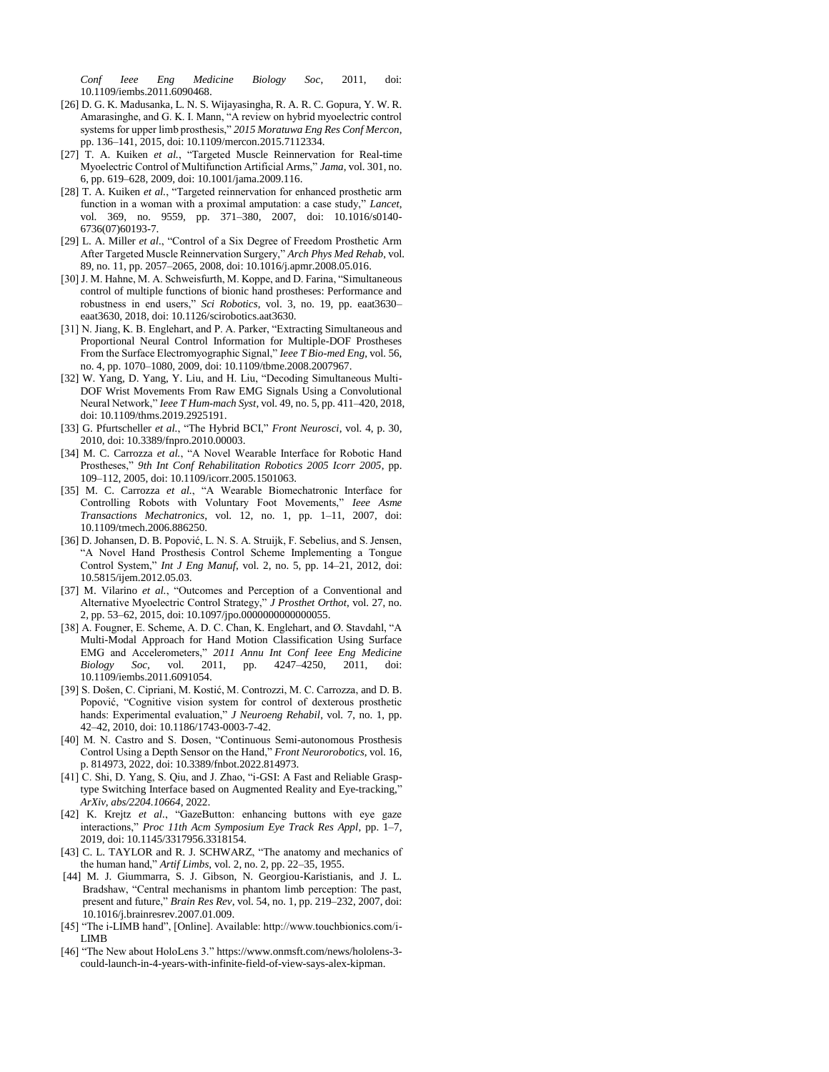*Conf Ieee Eng Medicine Biology Soc*, 2011, doi: 10.1109/iembs.2011.6090468.

[26] D. G. K. Madusanka, L. N. S. Wijayasingha, R. A. R. C. Gopura, Y. W. R. Amarasinghe, and G. K. I. Mann, "A review on hybrid myoelectric control systems for upper limb prosthesis," *2015 Moratuwa Eng Res Conf Mercon*, pp. 136–141, 2015, doi: 10.1109/mercon.2015.7112334.

[27] T. A. Kuiken *et al.*, "Targeted Muscle Reinnervation for Real-time Myoelectric Control of Multifunction Artificial Arms," *Jama*, vol. 301, no. 6, pp. 619–628, 2009, doi: 10.1001/jama.2009.116.

[28] T. A. Kuiken *et al.*, "Targeted reinnervation for enhanced prosthetic arm function in a woman with a proximal amputation: a case study," *Lancet*, vol. 369, no. 9559, pp. 371–380, 2007, doi: 10.1016/s0140-6736(07)60193-7.

[29] L. A. Miller *et al*., "Control of a Six Degree of Freedom Prosthetic Arm After Targeted Muscle Reinnervation Surgery," *Arch Phys Med Rehab*, vol. 89, no. 11, pp. 2057–2065, 2008, doi: 10.1016/j.apmr.2008.05.016.

[30] J. M. Hahne, M. A. Schweisfurth, M. Koppe, and D. Farina, "Simultaneous control of multiple functions of bionic hand prostheses: Performance and robustness in end users," *Sci Robotics*, vol. 3, no. 19, pp. eaat3630–eaat3630, 2018, doi: 10.1126/scirobotics.aat3630.

[31] N. Jiang, K. B. Englehart, and P. A. Parker, "Extracting Simultaneous and Proportional Neural Control Information for Multiple-DOF Prostheses From the Surface Electromyographic Signal," *Ieee T Bio-med Eng*, vol. 56, no. 4, pp. 1070–1080, 2009, doi: 10.1109/tbme.2008.2007967.

[32] W. Yang, D. Yang, Y. Liu, and H. Liu, "Decoding Simultaneous Multi-DOF Wrist Movements From Raw EMG Signals Using a Convolutional Neural Network," *Ieee T Hum-mach Syst*, vol. 49, no. 5, pp. 411–420, 2018, doi: 10.1109/thms.2019.2925191.

[33] G. Pfurtscheller *et al.*, "The Hybrid BCI," *Front Neurosci*, vol. 4, p. 30, 2010, doi: 10.3389/fnpro.2010.00003.

[34] M. C. Carrozza *et al.*, "A Novel Wearable Interface for Robotic Hand Prostheses," *9th Int Conf Rehabilitation Robotics 2005 Icorr 2005*, pp. 109–112, 2005, doi: 10.1109/icorr.2005.1501063.

[35] M. C. Carrozza *et al.*, "A Wearable Biomechatronic Interface for Controlling Robots with Voluntary Foot Movements," *Ieee Asme Transactions Mechatronics*, vol. 12, no. 1, pp. 1–11, 2007, doi: 10.1109/tmech.2006.886250.

[36] D. Johansen, D. B. Popović, L. N. S. A. Struijk, F. Sebelius, and S. Jensen, "A Novel Hand Prosthesis Control Scheme Implementing a Tongue Control System," *Int J Eng Manuf*, vol. 2, no. 5, pp. 14–21, 2012, doi: 10.5815/ijem.2012.05.03.

[37] M. Vilarino *et al.*, "Outcomes and Perception of a Conventional and Alternative Myoelectric Control Strategy," *J Prosthet Orthot*, vol. 27, no. 2, pp. 53–62, 2015, doi: 10.1097/jpo.0000000000000055.

[38] A. Fougner, E. Scheme, A. D. C. Chan, K. Englehart, and Ø. Stavdahl, "A Multi-Modal Approach for Hand Motion Classification Using Surface EMG and Accelerometers," *2011 Annu Int Conf Ieee Eng Medicine Biology Soc*, vol. 2011, pp. 4247–4250, 2011, doi: 10.1109/iembs.2011.6091054.

[39] S. Došen, C. Cipriani, M. Kostić, M. Controzzi, M. C. Carrozza, and D. B. Popović, "Cognitive vision system for control of dexterous prosthetic hands: Experimental evaluation," *J Neuroeng Rehabil*, vol. 7, no. 1, pp. 42–42, 2010, doi: 10.1186/1743-0003-7-42.

[40] M. N. Castro and S. Dosen, "Continuous Semi-autonomous Prosthesis Control Using a Depth Sensor on the Hand," *Front Neurorobotics*, vol. 16, p. 814973, 2022, doi: 10.3389/fnbot.2022.814973.

[41] C. Shi, D. Yang, S. Qiu, and J. Zhao, "i-GSI: A Fast and Reliable Grasp-type Switching Interface based on Augmented Reality and Eye-tracking," *ArXiv, abs/2204.10664*, 2022.

[42] K. Krejtz *et al.*, "GazeButton: enhancing buttons with eye gaze interactions," *Proc 11th Acm Symposium Eye Track Res Appl*, pp. 1–7, 2019, doi: 10.1145/3317956.3318154.

[43] C. L. TAYLOR and R. J. SCHWARZ, "The anatomy and mechanics of the human hand," *Artif Limbs*, vol. 2, no. 2, pp. 22–35, 1955.

[44] M. J. Giummarra, S. J. Gibson, N. Georgiou-Karistianis, and J. L. Bradshaw, "Central mechanisms in phantom limb perception: The past, present and future," *Brain Res Rev*, vol. 54, no. 1, pp. 219–232, 2007, doi: 10.1016/j.brainresrev.2007.01.009.

[45] "The i-LIMB hand", [Online]. Available: http://www.touchbionics.com/i-LIMB

[46] "The New about HoloLens 3." https://www.onmsft.com/news/hololens-3-could-launch-in-4-years-with-infinite-field-of-view-says-alex-kipman.